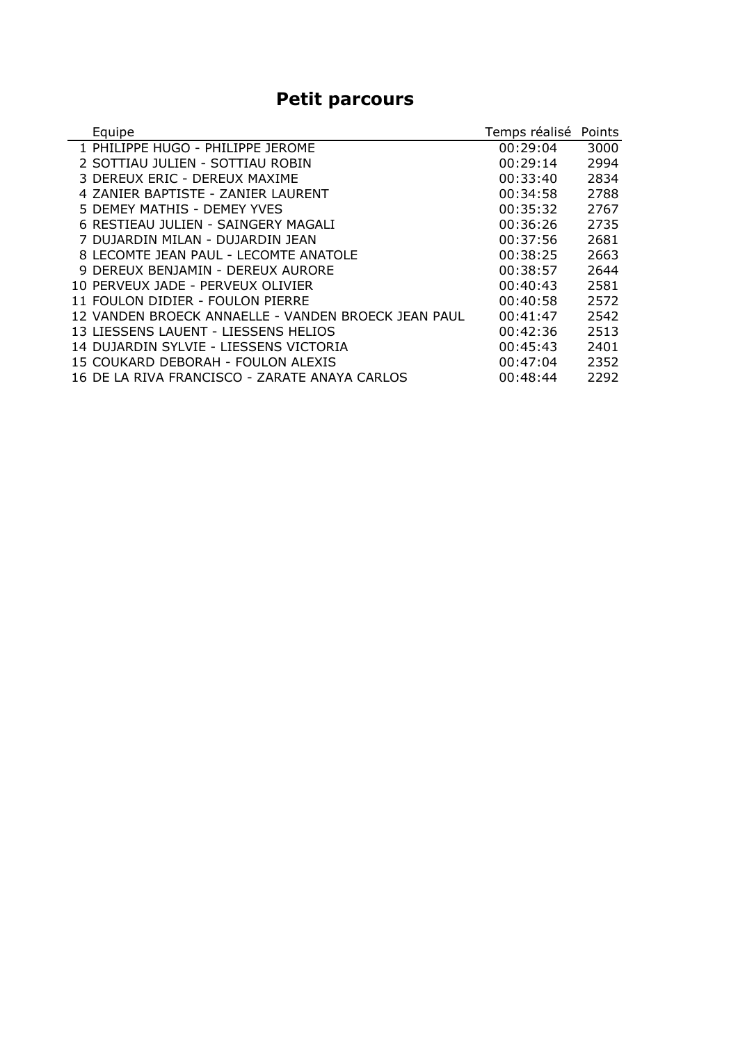# Petit parcours

| | Equipe | Temps réalisé | Points |
|---|---|---|---|
| 1 | PHILIPPE HUGO - PHILIPPE JEROME | 00:29:04 | 3000 |
| 2 | SOTTIAU JULIEN - SOTTIAU ROBIN | 00:29:14 | 2994 |
| 3 | DEREUX ERIC - DEREUX MAXIME | 00:33:40 | 2834 |
| 4 | ZANIER BAPTISTE - ZANIER LAURENT | 00:34:58 | 2788 |
| 5 | DEMEY MATHIS - DEMEY YVES | 00:35:32 | 2767 |
| 6 | RESTIEAU JULIEN - SAINGERY MAGALI | 00:36:26 | 2735 |
| 7 | DUJARDIN MILAN - DUJARDIN JEAN | 00:37:56 | 2681 |
| 8 | LECOMTE JEAN PAUL - LECOMTE ANATOLE | 00:38:25 | 2663 |
| 9 | DEREUX BENJAMIN - DEREUX AURORE | 00:38:57 | 2644 |
| 10 | PERVEUX JADE - PERVEUX OLIVIER | 00:40:43 | 2581 |
| 11 | FOULON DIDIER - FOULON PIERRE | 00:40:58 | 2572 |
| 12 | VANDEN BROECK ANNAELLE - VANDEN BROECK JEAN PAUL | 00:41:47 | 2542 |
| 13 | LIESSENS LAUENT - LIESSENS HELIOS | 00:42:36 | 2513 |
| 14 | DUJARDIN SYLVIE - LIESSENS VICTORIA | 00:45:43 | 2401 |
| 15 | COUKARD DEBORAH - FOULON ALEXIS | 00:47:04 | 2352 |
| 16 | DE LA RIVA FRANCISCO - ZARATE ANAYA CARLOS | 00:48:44 | 2292 |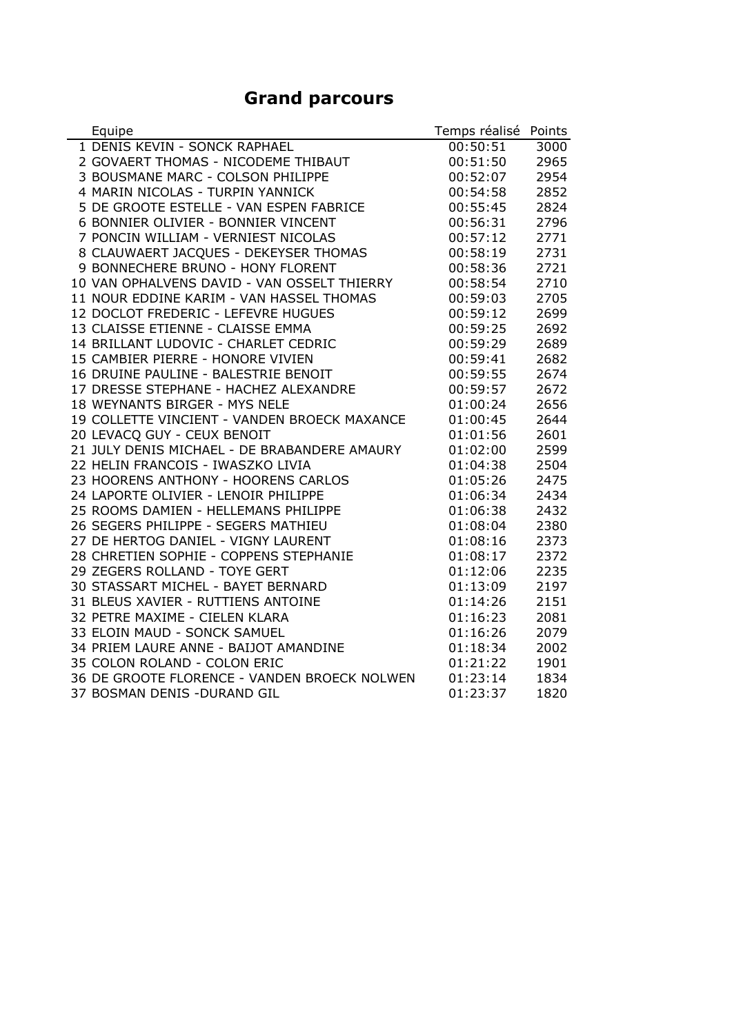# Grand parcours

| | Equipe | Temps réalisé | Points |
|---|---|---|---|
| 1 | DENIS KEVIN - SONCK RAPHAEL | 00:50:51 | 3000 |
| 2 | GOVAERT THOMAS - NICODEME THIBAUT | 00:51:50 | 2965 |
| 3 | BOUSMANE MARC - COLSON PHILIPPE | 00:52:07 | 2954 |
| 4 | MARIN NICOLAS - TURPIN YANNICK | 00:54:58 | 2852 |
| 5 | DE GROOTE ESTELLE - VAN ESPEN FABRICE | 00:55:45 | 2824 |
| 6 | BONNIER OLIVIER - BONNIER VINCENT | 00:56:31 | 2796 |
| 7 | PONCIN WILLIAM - VERNIEST NICOLAS | 00:57:12 | 2771 |
| 8 | CLAUWAERT JACQUES - DEKEYSER THOMAS | 00:58:19 | 2731 |
| 9 | BONNECHERE BRUNO - HONY FLORENT | 00:58:36 | 2721 |
| 10 | VAN OPHALVENS DAVID - VAN OSSELT THIERRY | 00:58:54 | 2710 |
| 11 | NOUR EDDINE KARIM - VAN HASSEL THOMAS | 00:59:03 | 2705 |
| 12 | DOCLOT FREDERIC - LEFEVRE HUGUES | 00:59:12 | 2699 |
| 13 | CLAISSE ETIENNE - CLAISSE EMMA | 00:59:25 | 2692 |
| 14 | BRILLANT LUDOVIC - CHARLET CEDRIC | 00:59:29 | 2689 |
| 15 | CAMBIER PIERRE - HONORE VIVIEN | 00:59:41 | 2682 |
| 16 | DRUINE PAULINE - BALESTRIE BENOIT | 00:59:55 | 2674 |
| 17 | DRESSE STEPHANE - HACHEZ ALEXANDRE | 00:59:57 | 2672 |
| 18 | WEYNANTS BIRGER - MYS NELE | 01:00:24 | 2656 |
| 19 | COLLETTE VINCIENT - VANDEN BROECK MAXANCE | 01:00:45 | 2644 |
| 20 | LEVACQ GUY - CEUX BENOIT | 01:01:56 | 2601 |
| 21 | JULY DENIS MICHAEL - DE BRABANDERE AMAURY | 01:02:00 | 2599 |
| 22 | HELIN FRANCOIS - IWASZKO LIVIA | 01:04:38 | 2504 |
| 23 | HOORENS ANTHONY - HOORENS CARLOS | 01:05:26 | 2475 |
| 24 | LAPORTE OLIVIER - LENOIR PHILIPPE | 01:06:34 | 2434 |
| 25 | ROOMS DAMIEN - HELLEMANS PHILIPPE | 01:06:38 | 2432 |
| 26 | SEGERS PHILIPPE - SEGERS MATHIEU | 01:08:04 | 2380 |
| 27 | DE HERTOG DANIEL - VIGNY LAURENT | 01:08:16 | 2373 |
| 28 | CHRETIEN SOPHIE - COPPENS STEPHANIE | 01:08:17 | 2372 |
| 29 | ZEGERS ROLLAND - TOYE GERT | 01:12:06 | 2235 |
| 30 | STASSART MICHEL - BAYET BERNARD | 01:13:09 | 2197 |
| 31 | BLEUS XAVIER - RUTTIENS ANTOINE | 01:14:26 | 2151 |
| 32 | PETRE MAXIME - CIELEN KLARA | 01:16:23 | 2081 |
| 33 | ELOIN MAUD - SONCK SAMUEL | 01:16:26 | 2079 |
| 34 | PRIEM LAURE ANNE - BAIJOT AMANDINE | 01:18:34 | 2002 |
| 35 | COLON ROLAND - COLON ERIC | 01:21:22 | 1901 |
| 36 | DE GROOTE FLORENCE - VANDEN BROECK NOLWEN | 01:23:14 | 1834 |
| 37 | BOSMAN DENIS -DURAND GIL | 01:23:37 | 1820 |